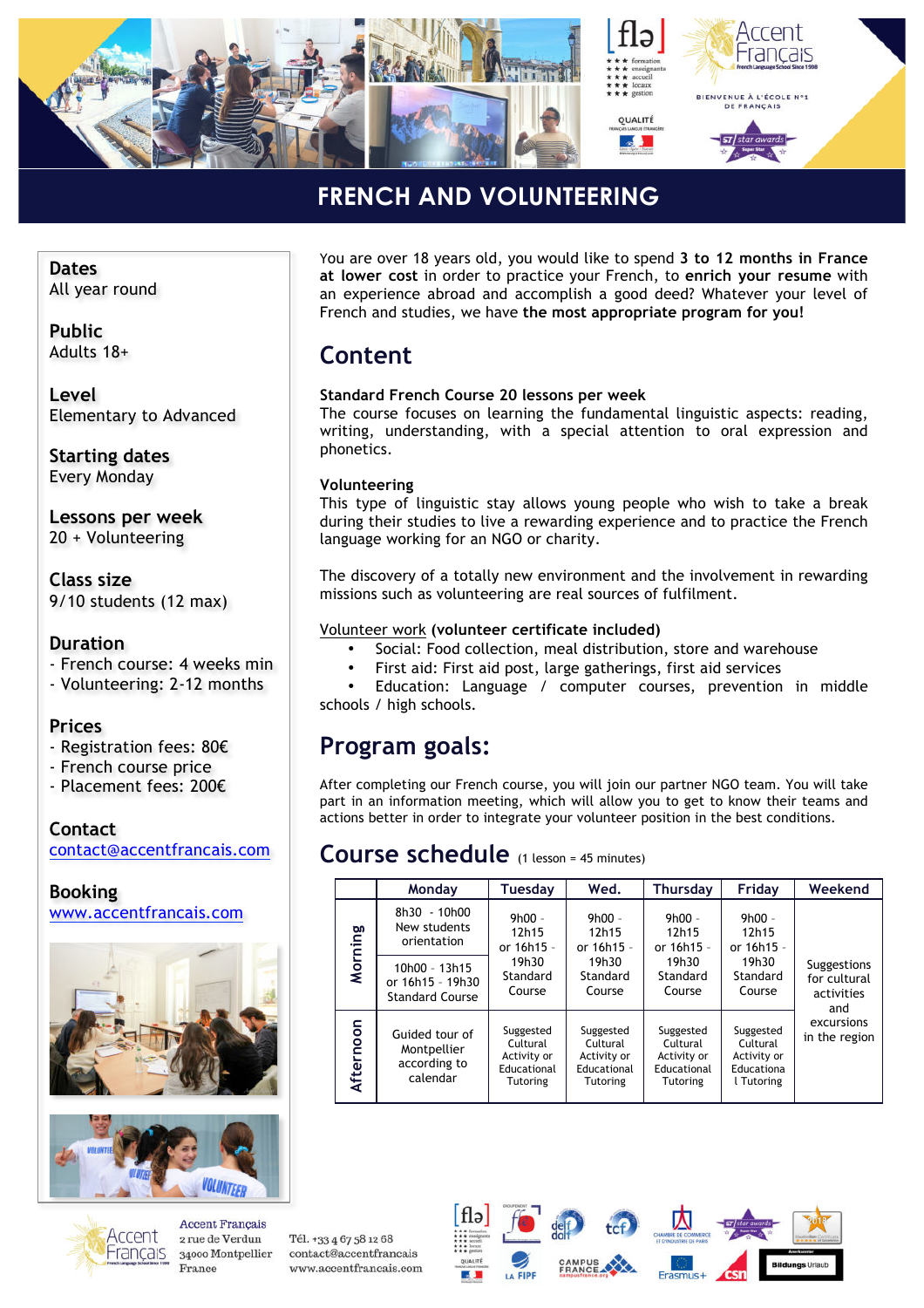# FRENCH AND VOLUNTEERING

**Dates**
All year round

**Public**
Adults 18+

**Level**
Elementary to Advanced

**Starting dates**
Every Monday

**Lessons per week**
20 + Volunteering

**Class size**
9/10 students (12 max)

**Duration**
- French course: 4 weeks min
- Volunteering: 2-12 months

**Prices**
- Registration fees: 80€
- French course price
- Placement fees: 200€

**Contact**
contact@accentfrancais.com

**Booking**
www.accentfrancais.com

You are over 18 years old, you would like to spend **3 to 12 months in France at lower cost** in order to practice your French, to **enrich your resume** with an experience abroad and accomplish a good deed? Whatever your level of French and studies, we have **the most appropriate program for you!**

## Content

**Standard French Course 20 lessons per week**
The course focuses on learning the fundamental linguistic aspects: reading, writing, understanding, with a special attention to oral expression and phonetics.

**Volunteering**
This type of linguistic stay allows young people who wish to take a break during their studies to live a rewarding experience and to practice the French language working for an NGO or charity.

The discovery of a totally new environment and the involvement in rewarding missions such as volunteering are real sources of fulfilment.

Volunteer work **(volunteer certificate included)**

- Social: Food collection, meal distribution, store and warehouse
- First aid: First aid post, large gatherings, first aid services
- Education: Language / computer courses, prevention in middle schools / high schools.

## Program goals:

After completing our French course, you will join our partner NGO team. You will take part in an information meeting, which will allow you to get to know their teams and actions better in order to integrate your volunteer position in the best conditions.

## Course schedule (1 lesson = 45 minutes)

| | Monday | Tuesday | Wed. | Thursday | Friday | Weekend |
|---|---|---|---|---|---|---|
| Morning | 8h30 - 10h00 New students orientation<br>10h00 - 13h15 or 16h15 - 19h30 Standard Course | 9h00 - 12h15 or 16h15 - 19h30 Standard Course | 9h00 - 12h15 or 16h15 - 19h30 Standard Course | 9h00 - 12h15 or 16h15 - 19h30 Standard Course | 9h00 - 12h15 or 16h15 - 19h30 Standard Course | Suggestions for cultural activities and excursions in the region |
| Afternoon | Guided tour of Montpellier according to calendar | Suggested Cultural Activity or Educational Tutoring | Suggested Cultural Activity or Educational Tutoring | Suggested Cultural Activity or Educational Tutoring | Suggested Cultural Activity or Educational Tutoring | |

Accent Français
2 rue de Verdun
34000 Montpellier
France

Tél. +33 4 67 58 12 68
contact@accentfrancais
www.accentfrancais.com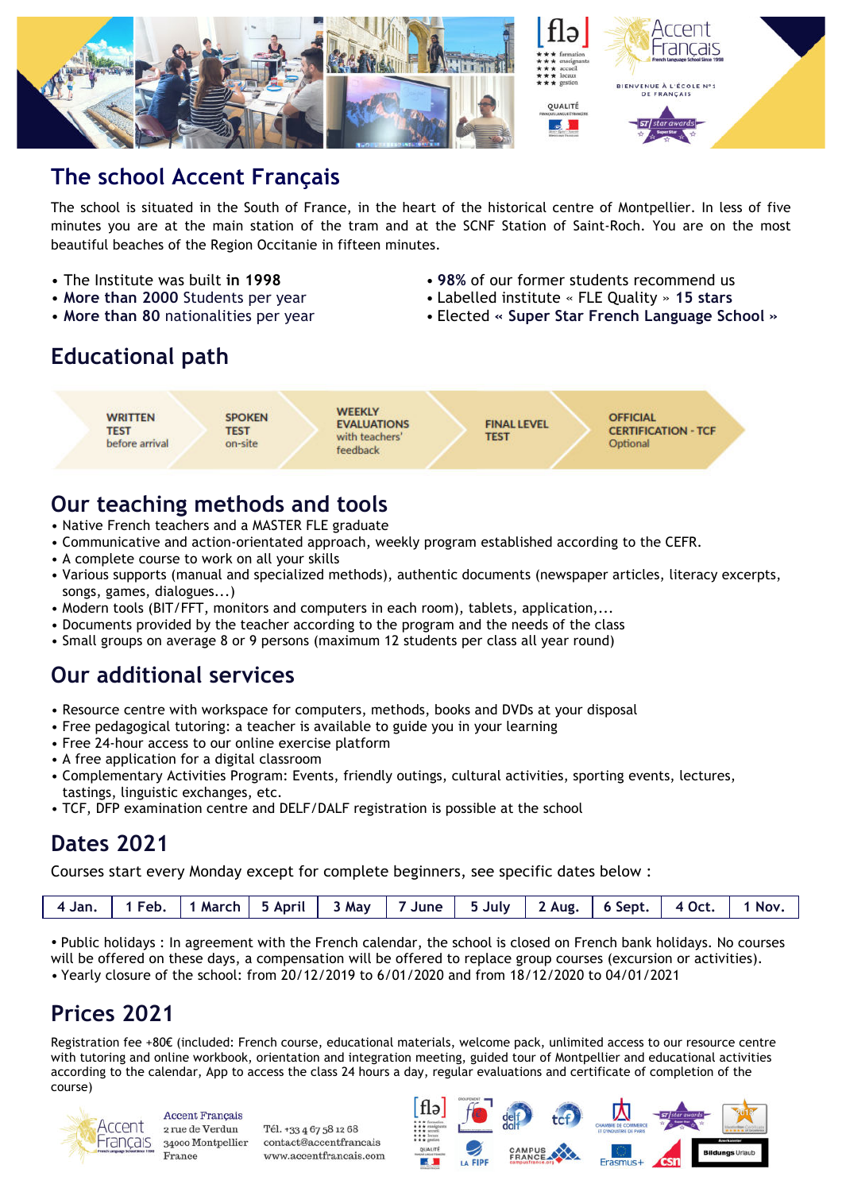## The school Accent Français

The school is situated in the South of France, in the heart of the historical centre of Montpellier. In less of five minutes you are at the main station of the tram and at the SCNF Station of Saint-Roch. You are on the most beautiful beaches of the Region Occitanie in fifteen minutes.

- The Institute was built **in 1998**
- **More than 2000** Students per year
- **More than 80** nationalities per year
- **98%** of our former students recommend us
- Labelled institute « FLE Quality » **15 stars**
- Elected **« Super Star French Language School »**

## Educational path

WRITTEN TEST before arrival → SPOKEN TEST on-site → WEEKLY EVALUATIONS with teachers' feedback → FINAL LEVEL TEST → OFFICIAL CERTIFICATION - TCF Optional

## Our teaching methods and tools

- Native French teachers and a MASTER FLE graduate
- Communicative and action-orientated approach, weekly program established according to the CEFR.
- A complete course to work on all your skills
- Various supports (manual and specialized methods), authentic documents (newspaper articles, literacy excerpts, songs, games, dialogues...)
- Modern tools (BIT/FFT, monitors and computers in each room), tablets, application,...
- Documents provided by the teacher according to the program and the needs of the class
- Small groups on average 8 or 9 persons (maximum 12 students per class all year round)

## Our additional services

- Resource centre with workspace for computers, methods, books and DVDs at your disposal
- Free pedagogical tutoring: a teacher is available to guide you in your learning
- Free 24-hour access to our online exercise platform
- A free application for a digital classroom
- Complementary Activities Program: Events, friendly outings, cultural activities, sporting events, lectures, tastings, linguistic exchanges, etc.
- TCF, DFP examination centre and DELF/DALF registration is possible at the school

## Dates 2021

Courses start every Monday except for complete beginners, see specific dates below :

| | | | | | | | | | | |
|---|---|---|---|---|---|---|---|---|---|---|
| 4 Jan. | 1 Feb. | 1 March | 5 April | 3 May | 7 June | 5 July | 2 Aug. | 6 Sept. | 4 Oct. | 1 Nov. |

- Public holidays : In agreement with the French calendar, the school is closed on French bank holidays. No courses will be offered on these days, a compensation will be offered to replace group courses (excursion or activities).
- Yearly closure of the school: from 20/12/2019 to 6/01/2020 and from 18/12/2020 to 04/01/2021

## Prices 2021

Registration fee +80€ (included: French course, educational materials, welcome pack, unlimited access to our resource centre with tutoring and online workbook, orientation and integration meeting, guided tour of Montpellier and educational activities according to the calendar, App to access the class 24 hours a day, regular evaluations and certificate of completion of the course)

Accent Français
2 rue de Verdun
34000 Montpellier
France

Tél. +33 4 67 58 12 68
contact@accentfrancais
www.accentfrancais.com